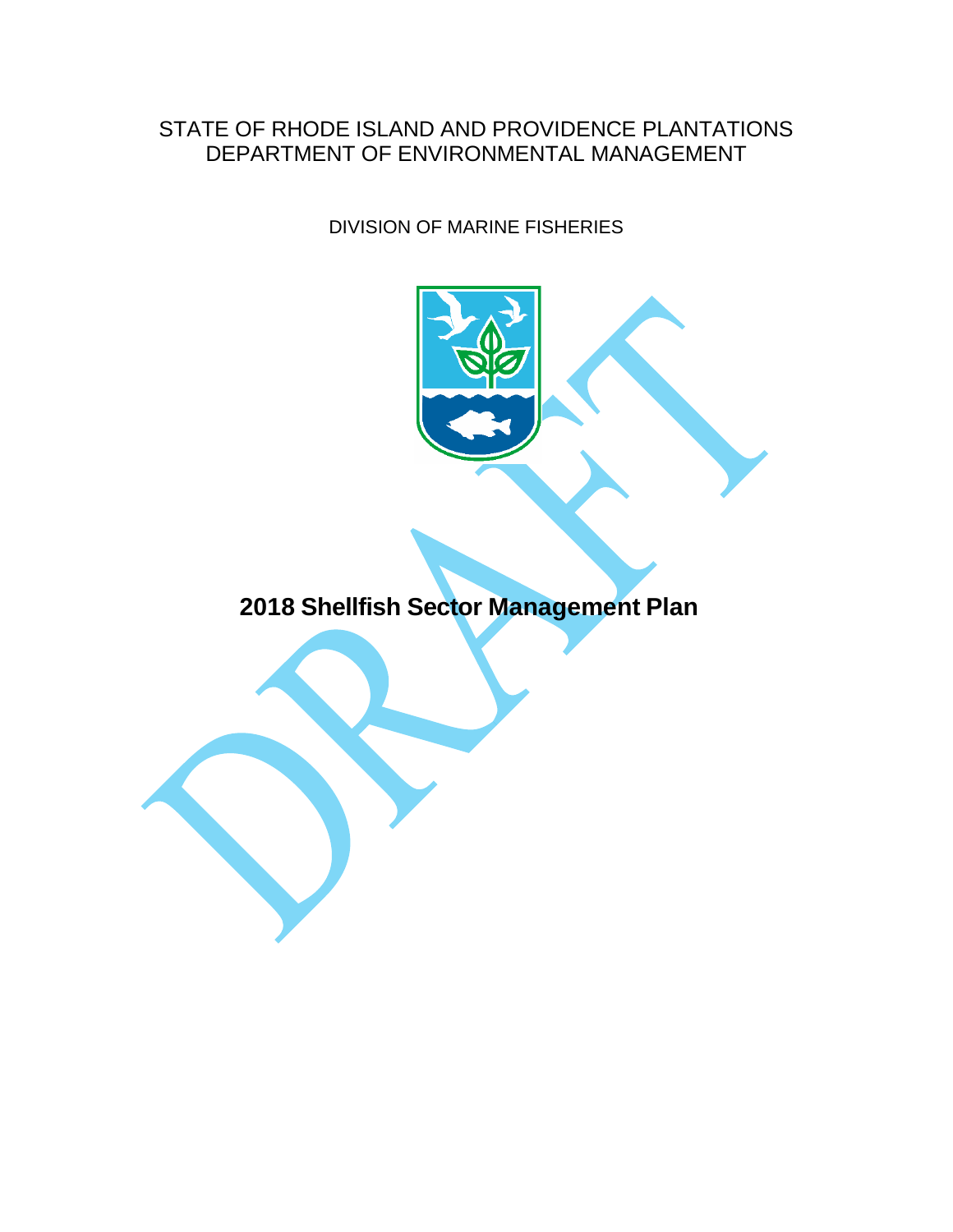STATE OF RHODE ISLAND AND PROVIDENCE PLANTATIONS
DEPARTMENT OF ENVIRONMENTAL MANAGEMENT

DIVISION OF MARINE FISHERIES

# 2018 Shellfish Sector Management Plan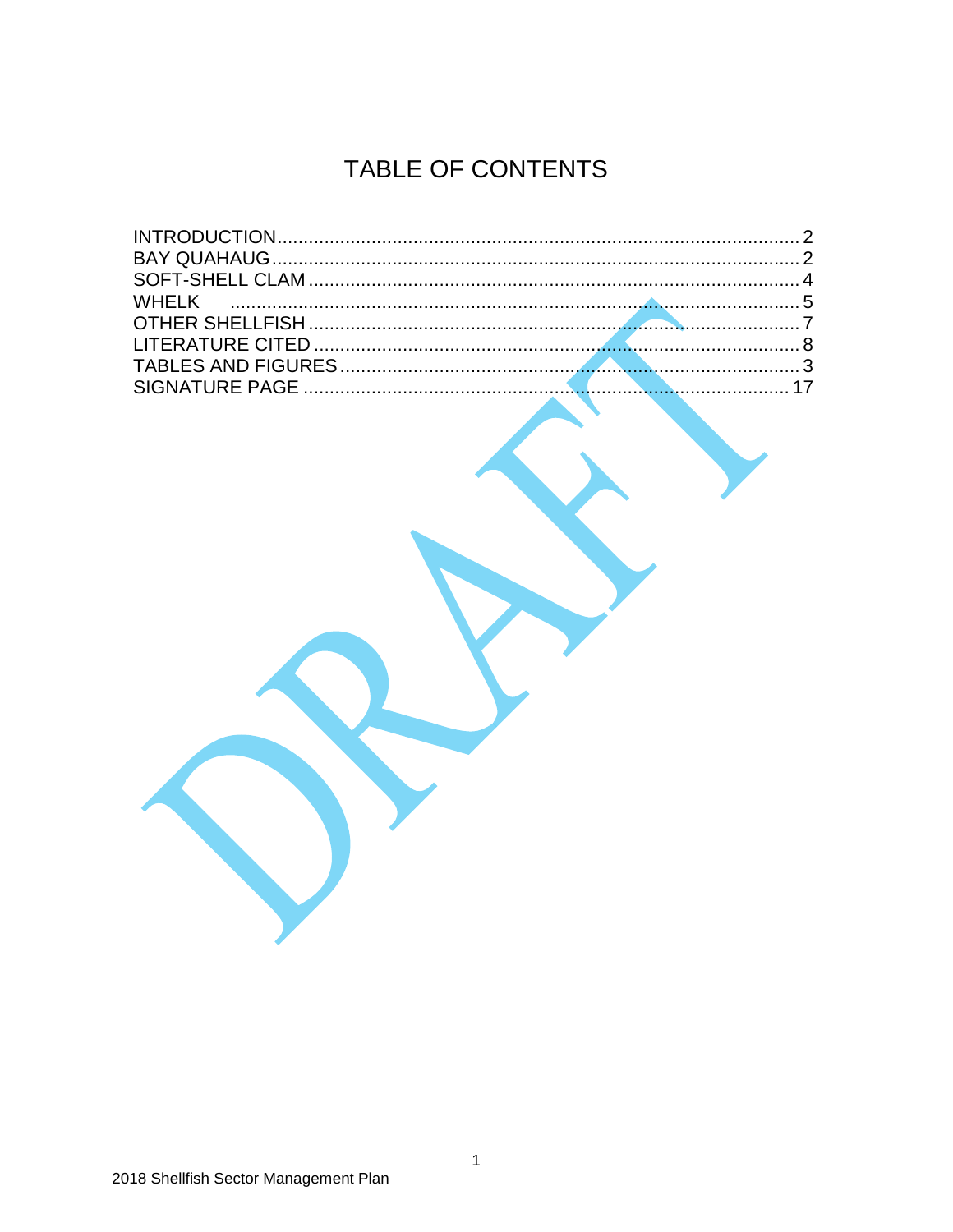# TABLE OF CONTENTS

| | |
|---|---|
| INTRODUCTION | 2 |
| BAY QUAHAUG | 2 |
| SOFT-SHELL CLAM | 4 |
| WHELK | 5 |
| OTHER SHELLFISH | 7 |
| LITERATURE CITED | 8 |
| TABLES AND FIGURES | 3 |
| SIGNATURE PAGE | 17 |

DRAFT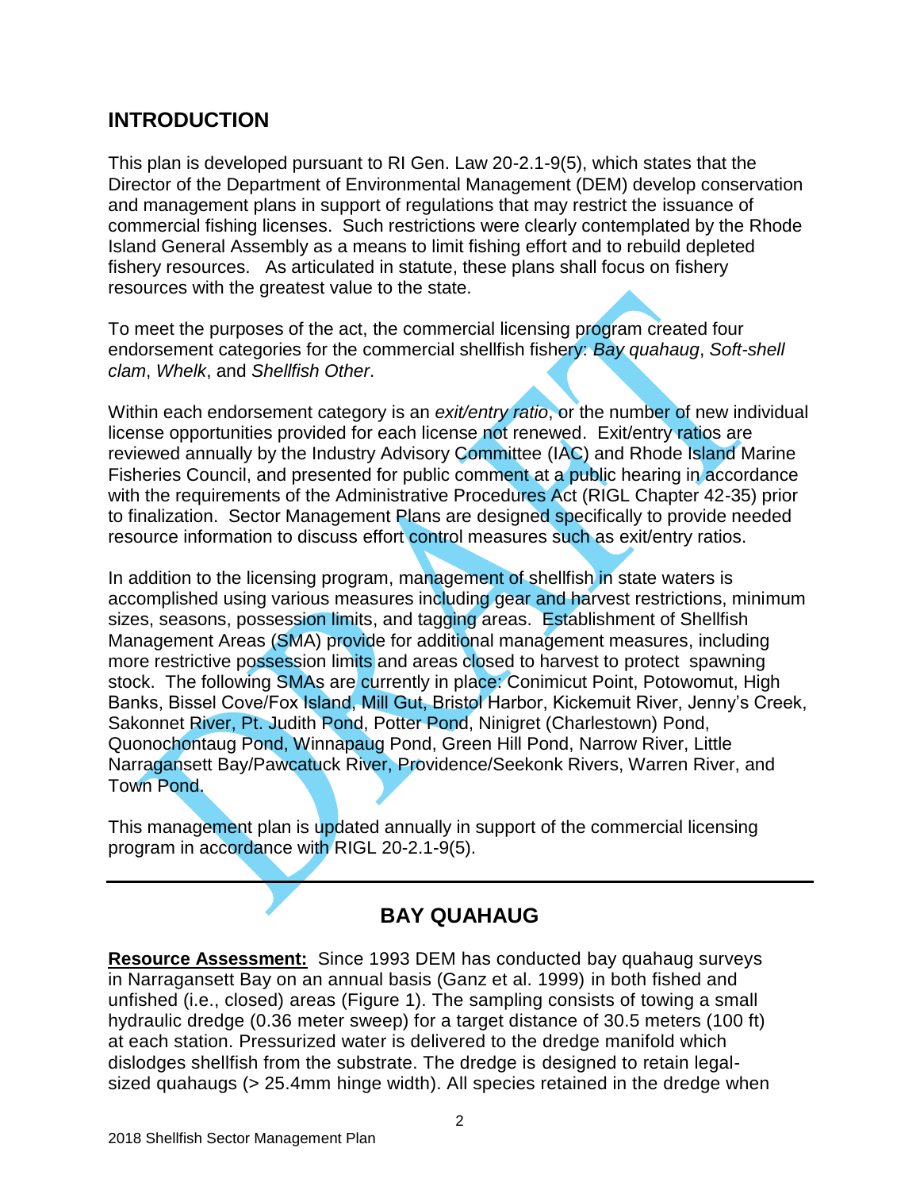## INTRODUCTION

This plan is developed pursuant to RI Gen. Law 20-2.1-9(5), which states that the Director of the Department of Environmental Management (DEM) develop conservation and management plans in support of regulations that may restrict the issuance of commercial fishing licenses. Such restrictions were clearly contemplated by the Rhode Island General Assembly as a means to limit fishing effort and to rebuild depleted fishery resources. As articulated in statute, these plans shall focus on fishery resources with the greatest value to the state.

To meet the purposes of the act, the commercial licensing program created four endorsement categories for the commercial shellfish fishery: *Bay quahaug*, *Soft-shell clam*, *Whelk*, and *Shellfish Other*.

Within each endorsement category is an *exit/entry ratio*, or the number of new individual license opportunities provided for each license not renewed. Exit/entry ratios are reviewed annually by the Industry Advisory Committee (IAC) and Rhode Island Marine Fisheries Council, and presented for public comment at a public hearing in accordance with the requirements of the Administrative Procedures Act (RIGL Chapter 42-35) prior to finalization. Sector Management Plans are designed specifically to provide needed resource information to discuss effort control measures such as exit/entry ratios.

In addition to the licensing program, management of shellfish in state waters is accomplished using various measures including gear and harvest restrictions, minimum sizes, seasons, possession limits, and tagging areas. Establishment of Shellfish Management Areas (SMA) provide for additional management measures, including more restrictive possession limits and areas closed to harvest to protect spawning stock. The following SMAs are currently in place: Conimicut Point, Potowomut, High Banks, Bissel Cove/Fox Island, Mill Gut, Bristol Harbor, Kickemuit River, Jenny's Creek, Sakonnet River, Pt. Judith Pond, Potter Pond, Ninigret (Charlestown) Pond, Quonochontaug Pond, Winnapaug Pond, Green Hill Pond, Narrow River, Little Narragansett Bay/Pawcatuck River, Providence/Seekonk Rivers, Warren River, and Town Pond.

This management plan is updated annually in support of the commercial licensing program in accordance with RIGL 20-2.1-9(5).

---

## BAY QUAHAUG

**Resource Assessment:** Since 1993 DEM has conducted bay quahaug surveys in Narragansett Bay on an annual basis (Ganz et al. 1999) in both fished and unfished (i.e., closed) areas (Figure 1). The sampling consists of towing a small hydraulic dredge (0.36 meter sweep) for a target distance of 30.5 meters (100 ft) at each station. Pressurized water is delivered to the dredge manifold which dislodges shellfish from the substrate. The dredge is designed to retain legal-sized quahaugs (> 25.4mm hinge width). All species retained in the dredge when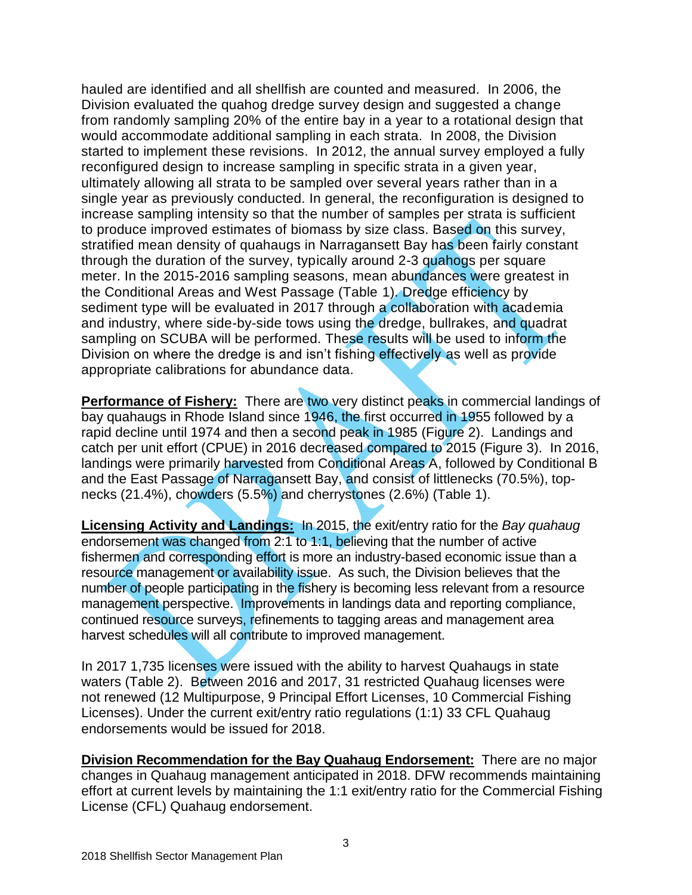hauled are identified and all shellfish are counted and measured. In 2006, the Division evaluated the quahog dredge survey design and suggested a change from randomly sampling 20% of the entire bay in a year to a rotational design that would accommodate additional sampling in each strata. In 2008, the Division started to implement these revisions. In 2012, the annual survey employed a fully reconfigured design to increase sampling in specific strata in a given year, ultimately allowing all strata to be sampled over several years rather than in a single year as previously conducted. In general, the reconfiguration is designed to increase sampling intensity so that the number of samples per strata is sufficient to produce improved estimates of biomass by size class. Based on this survey, stratified mean density of quahaugs in Narragansett Bay has been fairly constant through the duration of the survey, typically around 2-3 quahogs per square meter. In the 2015-2016 sampling seasons, mean abundances were greatest in the Conditional Areas and West Passage (Table 1). Dredge efficiency by sediment type will be evaluated in 2017 through a collaboration with academia and industry, where side-by-side tows using the dredge, bullrakes, and quadrat sampling on SCUBA will be performed. These results will be used to inform the Division on where the dredge is and isn't fishing effectively as well as provide appropriate calibrations for abundance data.

**Performance of Fishery:** There are two very distinct peaks in commercial landings of bay quahaugs in Rhode Island since 1946, the first occurred in 1955 followed by a rapid decline until 1974 and then a second peak in 1985 (Figure 2). Landings and catch per unit effort (CPUE) in 2016 decreased compared to 2015 (Figure 3). In 2016, landings were primarily harvested from Conditional Areas A, followed by Conditional B and the East Passage of Narragansett Bay, and consist of littlenecks (70.5%), top-necks (21.4%), chowders (5.5%) and cherrystones (2.6%) (Table 1).

**Licensing Activity and Landings:** In 2015, the exit/entry ratio for the *Bay quahaug* endorsement was changed from 2:1 to 1:1, believing that the number of active fishermen and corresponding effort is more an industry-based economic issue than a resource management or availability issue. As such, the Division believes that the number of people participating in the fishery is becoming less relevant from a resource management perspective. Improvements in landings data and reporting compliance, continued resource surveys, refinements to tagging areas and management area harvest schedules will all contribute to improved management.

In 2017 1,735 licenses were issued with the ability to harvest Quahaugs in state waters (Table 2). Between 2016 and 2017, 31 restricted Quahaug licenses were not renewed (12 Multipurpose, 9 Principal Effort Licenses, 10 Commercial Fishing Licenses). Under the current exit/entry ratio regulations (1:1) 33 CFL Quahaug endorsements would be issued for 2018.

**Division Recommendation for the Bay Quahaug Endorsement:** There are no major changes in Quahaug management anticipated in 2018. DFW recommends maintaining effort at current levels by maintaining the 1:1 exit/entry ratio for the Commercial Fishing License (CFL) Quahaug endorsement.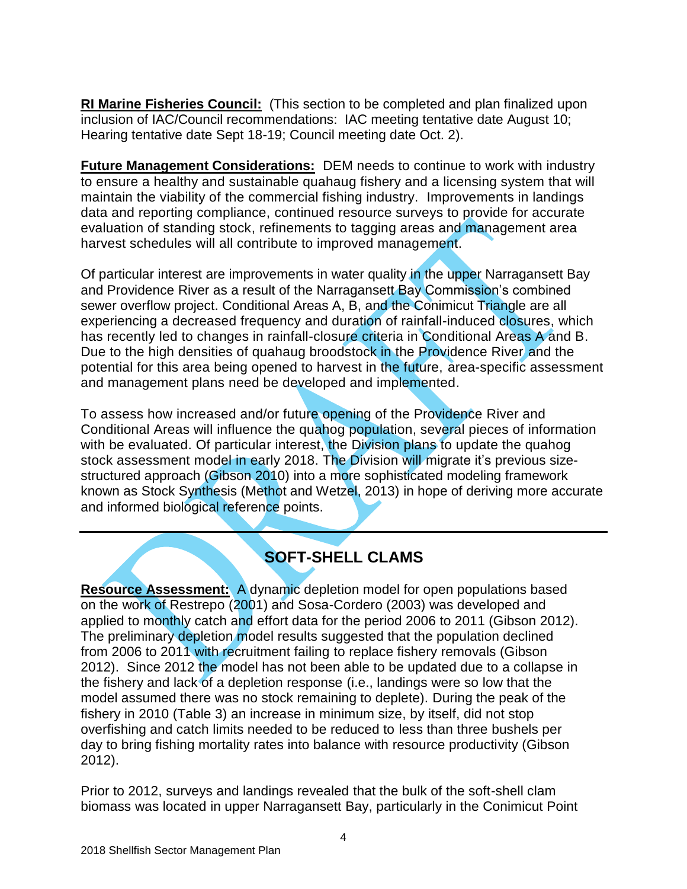**RI Marine Fisheries Council:** (This section to be completed and plan finalized upon inclusion of IAC/Council recommendations: IAC meeting tentative date August 10; Hearing tentative date Sept 18-19; Council meeting date Oct. 2).

**Future Management Considerations:** DEM needs to continue to work with industry to ensure a healthy and sustainable quahaug fishery and a licensing system that will maintain the viability of the commercial fishing industry. Improvements in landings data and reporting compliance, continued resource surveys to provide for accurate evaluation of standing stock, refinements to tagging areas and management area harvest schedules will all contribute to improved management.

Of particular interest are improvements in water quality in the upper Narragansett Bay and Providence River as a result of the Narragansett Bay Commission's combined sewer overflow project. Conditional Areas A, B, and the Conimicut Triangle are all experiencing a decreased frequency and duration of rainfall-induced closures, which has recently led to changes in rainfall-closure criteria in Conditional Areas A and B. Due to the high densities of quahaug broodstock in the Providence River and the potential for this area being opened to harvest in the future, area-specific assessment and management plans need be developed and implemented.

To assess how increased and/or future opening of the Providence River and Conditional Areas will influence the quahog population, several pieces of information with be evaluated. Of particular interest, the Division plans to update the quahog stock assessment model in early 2018. The Division will migrate it's previous size-structured approach (Gibson 2010) into a more sophisticated modeling framework known as Stock Synthesis (Methot and Wetzel, 2013) in hope of deriving more accurate and informed biological reference points.

---

## SOFT-SHELL CLAMS

**Resource Assessment:** A dynamic depletion model for open populations based on the work of Restrepo (2001) and Sosa-Cordero (2003) was developed and applied to monthly catch and effort data for the period 2006 to 2011 (Gibson 2012). The preliminary depletion model results suggested that the population declined from 2006 to 2011 with recruitment failing to replace fishery removals (Gibson 2012). Since 2012 the model has not been able to be updated due to a collapse in the fishery and lack of a depletion response (i.e., landings were so low that the model assumed there was no stock remaining to deplete). During the peak of the fishery in 2010 (Table 3) an increase in minimum size, by itself, did not stop overfishing and catch limits needed to be reduced to less than three bushels per day to bring fishing mortality rates into balance with resource productivity (Gibson 2012).

Prior to 2012, surveys and landings revealed that the bulk of the soft-shell clam biomass was located in upper Narragansett Bay, particularly in the Conimicut Point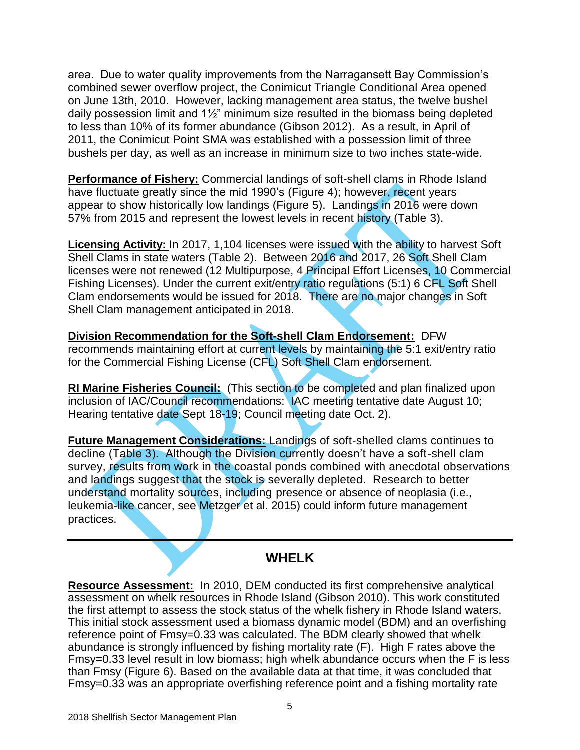area. Due to water quality improvements from the Narragansett Bay Commission's combined sewer overflow project, the Conimicut Triangle Conditional Area opened on June 13th, 2010. However, lacking management area status, the twelve bushel daily possession limit and 1½" minimum size resulted in the biomass being depleted to less than 10% of its former abundance (Gibson 2012). As a result, in April of 2011, the Conimicut Point SMA was established with a possession limit of three bushels per day, as well as an increase in minimum size to two inches state-wide.

**Performance of Fishery:** Commercial landings of soft-shell clams in Rhode Island have fluctuate greatly since the mid 1990's (Figure 4); however, recent years appear to show historically low landings (Figure 5). Landings in 2016 were down 57% from 2015 and represent the lowest levels in recent history (Table 3).

**Licensing Activity:** In 2017, 1,104 licenses were issued with the ability to harvest Soft Shell Clams in state waters (Table 2). Between 2016 and 2017, 26 Soft Shell Clam licenses were not renewed (12 Multipurpose, 4 Principal Effort Licenses, 10 Commercial Fishing Licenses). Under the current exit/entry ratio regulations (5:1) 6 CFL Soft Shell Clam endorsements would be issued for 2018. There are no major changes in Soft Shell Clam management anticipated in 2018.

**Division Recommendation for the Soft-shell Clam Endorsement:** DFW recommends maintaining effort at current levels by maintaining the 5:1 exit/entry ratio for the Commercial Fishing License (CFL) Soft Shell Clam endorsement.

**RI Marine Fisheries Council:** (This section to be completed and plan finalized upon inclusion of IAC/Council recommendations: IAC meeting tentative date August 10; Hearing tentative date Sept 18-19; Council meeting date Oct. 2).

**Future Management Considerations:** Landings of soft-shelled clams continues to decline (Table 3). Although the Division currently doesn't have a soft-shell clam survey, results from work in the coastal ponds combined with anecdotal observations and landings suggest that the stock is severally depleted. Research to better understand mortality sources, including presence or absence of neoplasia (i.e., leukemia-like cancer, see Metzger et al. 2015) could inform future management practices.

---

## WHELK

**Resource Assessment:** In 2010, DEM conducted its first comprehensive analytical assessment on whelk resources in Rhode Island (Gibson 2010). This work constituted the first attempt to assess the stock status of the whelk fishery in Rhode Island waters. This initial stock assessment used a biomass dynamic model (BDM) and an overfishing reference point of $F_{msy}=0.33$ was calculated. The BDM clearly showed that whelk abundance is strongly influenced by fishing mortality rate (F). High F rates above the $F_{msy}=0.33$ level result in low biomass; high whelk abundance occurs when the F is less than $F_{msy}$ (Figure 6). Based on the available data at that time, it was concluded that $F_{msy}=0.33$ was an appropriate overfishing reference point and a fishing mortality rate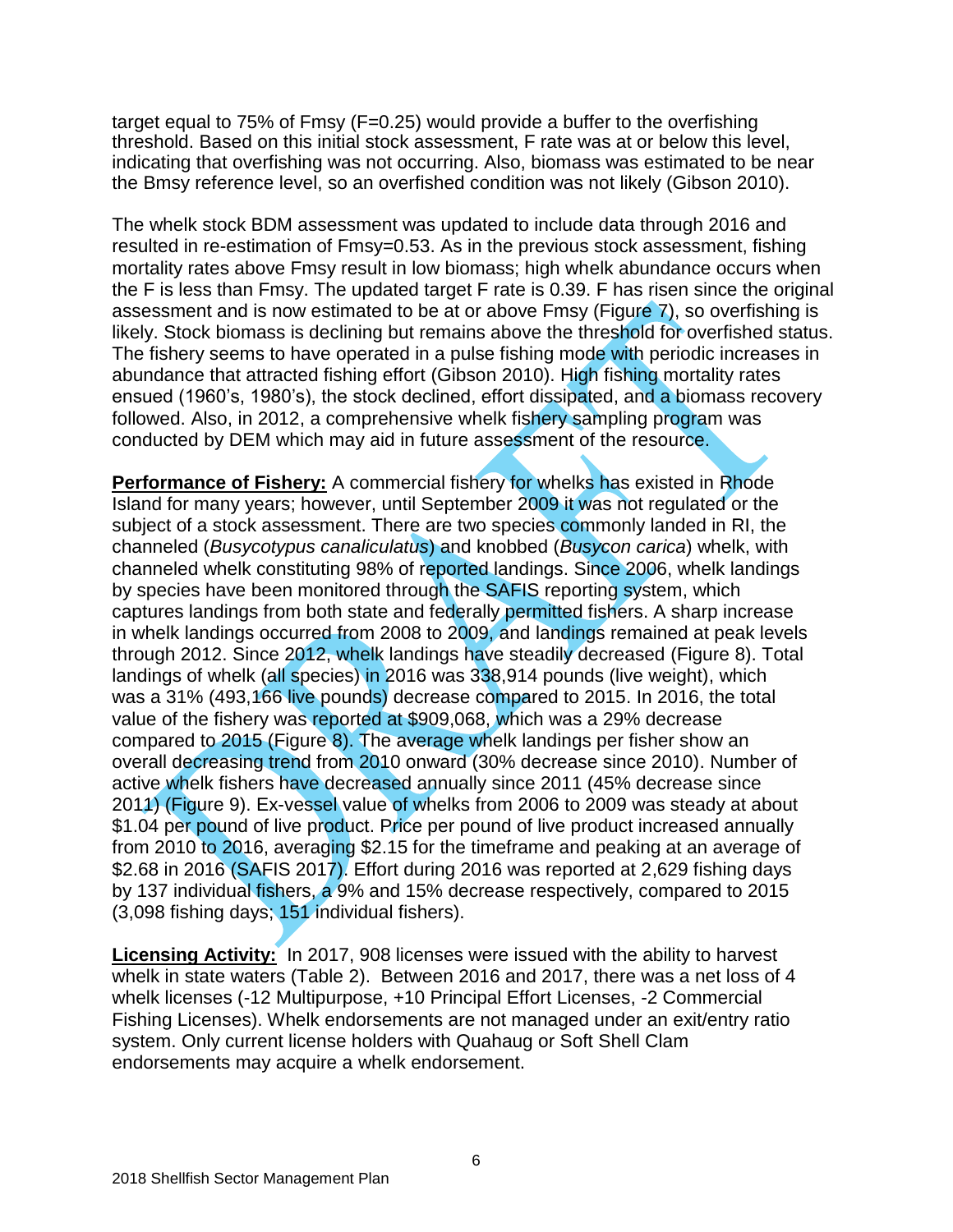target equal to 75% of Fmsy (F=0.25) would provide a buffer to the overfishing threshold. Based on this initial stock assessment, F rate was at or below this level, indicating that overfishing was not occurring. Also, biomass was estimated to be near the Bmsy reference level, so an overfished condition was not likely (Gibson 2010).

The whelk stock BDM assessment was updated to include data through 2016 and resulted in re-estimation of Fmsy=0.53. As in the previous stock assessment, fishing mortality rates above Fmsy result in low biomass; high whelk abundance occurs when the F is less than Fmsy. The updated target F rate is 0.39. F has risen since the original assessment and is now estimated to be at or above Fmsy (Figure 7), so overfishing is likely. Stock biomass is declining but remains above the threshold for overfished status. The fishery seems to have operated in a pulse fishing mode with periodic increases in abundance that attracted fishing effort (Gibson 2010). High fishing mortality rates ensued (1960's, 1980's), the stock declined, effort dissipated, and a biomass recovery followed. Also, in 2012, a comprehensive whelk fishery sampling program was conducted by DEM which may aid in future assessment of the resource.

**Performance of Fishery:** A commercial fishery for whelks has existed in Rhode Island for many years; however, until September 2009 it was not regulated or the subject of a stock assessment. There are two species commonly landed in RI, the channeled (*Busycotypus canaliculatus*) and knobbed (*Busycon carica*) whelk, with channeled whelk constituting 98% of reported landings. Since 2006, whelk landings by species have been monitored through the SAFIS reporting system, which captures landings from both state and federally permitted fishers. A sharp increase in whelk landings occurred from 2008 to 2009, and landings remained at peak levels through 2012. Since 2012, whelk landings have steadily decreased (Figure 8). Total landings of whelk (all species) in 2016 was 338,914 pounds (live weight), which was a 31% (493,166 live pounds) decrease compared to 2015. In 2016, the total value of the fishery was reported at $909,068, which was a 29% decrease compared to 2015 (Figure 8). The average whelk landings per fisher show an overall decreasing trend from 2010 onward (30% decrease since 2010). Number of active whelk fishers have decreased annually since 2011 (45% decrease since 2011) (Figure 9). Ex-vessel value of whelks from 2006 to 2009 was steady at about $1.04 per pound of live product. Price per pound of live product increased annually from 2010 to 2016, averaging $2.15 for the timeframe and peaking at an average of $2.68 in 2016 (SAFIS 2017). Effort during 2016 was reported at 2,629 fishing days by 137 individual fishers, a 9% and 15% decrease respectively, compared to 2015 (3,098 fishing days; 151 individual fishers).

**Licensing Activity:** In 2017, 908 licenses were issued with the ability to harvest whelk in state waters (Table 2). Between 2016 and 2017, there was a net loss of 4 whelk licenses (-12 Multipurpose, +10 Principal Effort Licenses, -2 Commercial Fishing Licenses). Whelk endorsements are not managed under an exit/entry ratio system. Only current license holders with Quahaug or Soft Shell Clam endorsements may acquire a whelk endorsement.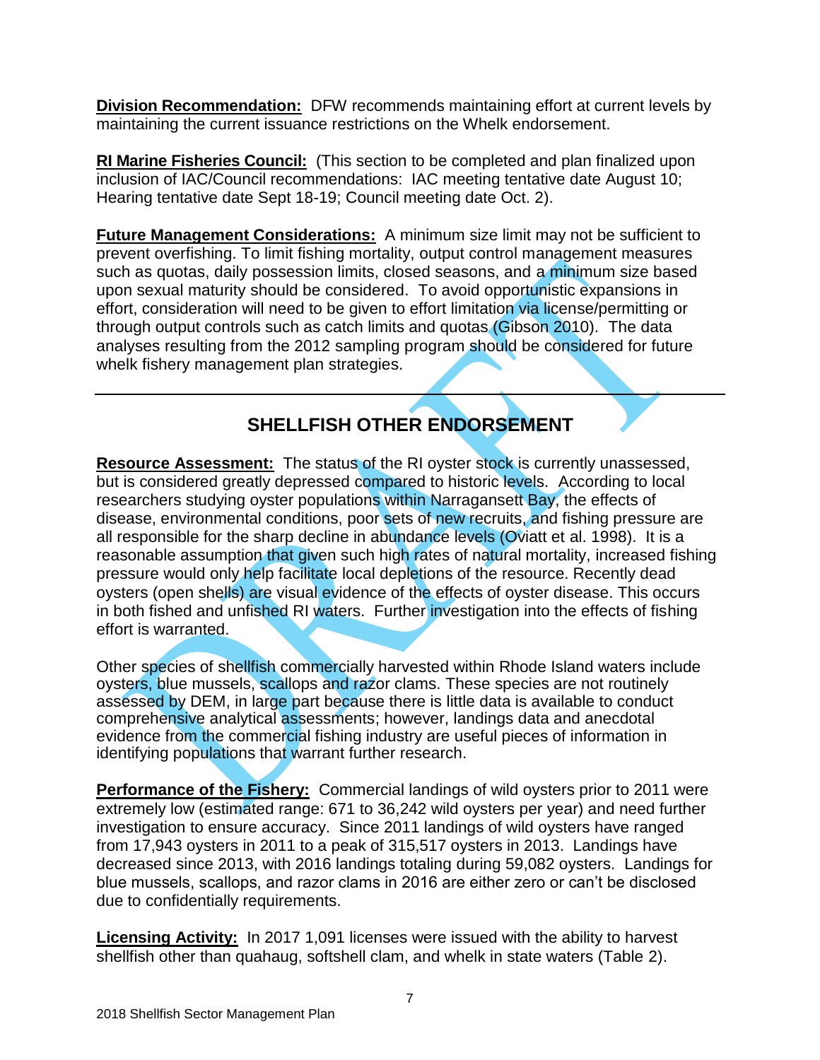**Division Recommendation:** DFW recommends maintaining effort at current levels by maintaining the current issuance restrictions on the Whelk endorsement.

**RI Marine Fisheries Council:** (This section to be completed and plan finalized upon inclusion of IAC/Council recommendations: IAC meeting tentative date August 10; Hearing tentative date Sept 18-19; Council meeting date Oct. 2).

**Future Management Considerations:** A minimum size limit may not be sufficient to prevent overfishing. To limit fishing mortality, output control management measures such as quotas, daily possession limits, closed seasons, and a minimum size based upon sexual maturity should be considered. To avoid opportunistic expansions in effort, consideration will need to be given to effort limitation via license/permitting or through output controls such as catch limits and quotas (Gibson 2010). The data analyses resulting from the 2012 sampling program should be considered for future whelk fishery management plan strategies.

---

## SHELLFISH OTHER ENDORSEMENT

**Resource Assessment:** The status of the RI oyster stock is currently unassessed, but is considered greatly depressed compared to historic levels. According to local researchers studying oyster populations within Narragansett Bay, the effects of disease, environmental conditions, poor sets of new recruits, and fishing pressure are all responsible for the sharp decline in abundance levels (Oviatt et al. 1998). It is a reasonable assumption that given such high rates of natural mortality, increased fishing pressure would only help facilitate local depletions of the resource. Recently dead oysters (open shells) are visual evidence of the effects of oyster disease. This occurs in both fished and unfished RI waters. Further investigation into the effects of fishing effort is warranted.

Other species of shellfish commercially harvested within Rhode Island waters include oysters, blue mussels, scallops and razor clams. These species are not routinely assessed by DEM, in large part because there is little data is available to conduct comprehensive analytical assessments; however, landings data and anecdotal evidence from the commercial fishing industry are useful pieces of information in identifying populations that warrant further research.

**Performance of the Fishery:** Commercial landings of wild oysters prior to 2011 were extremely low (estimated range: 671 to 36,242 wild oysters per year) and need further investigation to ensure accuracy. Since 2011 landings of wild oysters have ranged from 17,943 oysters in 2011 to a peak of 315,517 oysters in 2013. Landings have decreased since 2013, with 2016 landings totaling during 59,082 oysters. Landings for blue mussels, scallops, and razor clams in 2016 are either zero or can't be disclosed due to confidentially requirements.

**Licensing Activity:** In 2017 1,091 licenses were issued with the ability to harvest shellfish other than quahaug, softshell clam, and whelk in state waters (Table 2).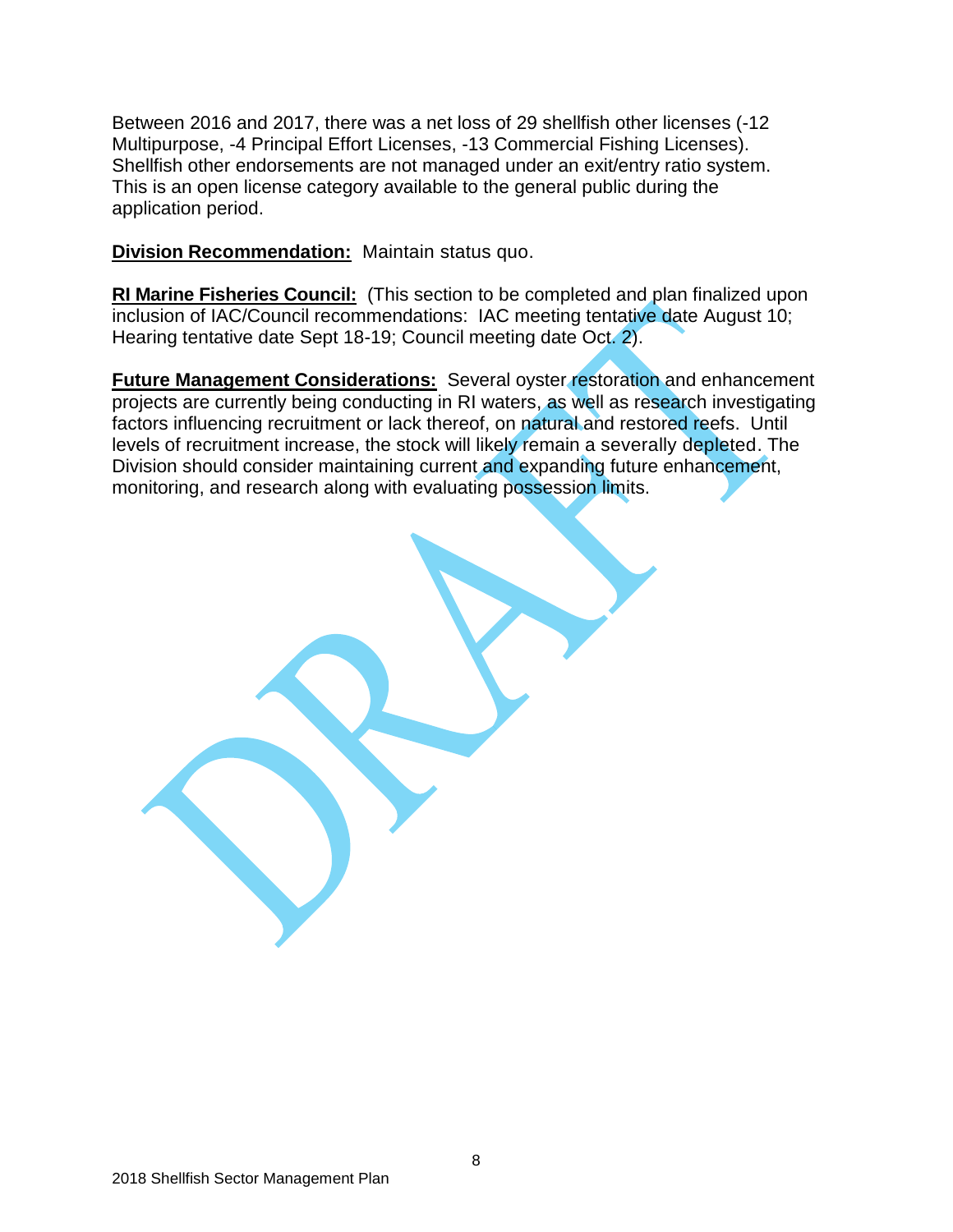Between 2016 and 2017, there was a net loss of 29 shellfish other licenses (-12 Multipurpose, -4 Principal Effort Licenses, -13 Commercial Fishing Licenses). Shellfish other endorsements are not managed under an exit/entry ratio system. This is an open license category available to the general public during the application period.

**Division Recommendation:** Maintain status quo.

**RI Marine Fisheries Council:** (This section to be completed and plan finalized upon inclusion of IAC/Council recommendations: IAC meeting tentative date August 10; Hearing tentative date Sept 18-19; Council meeting date Oct. 2).

**Future Management Considerations:** Several oyster restoration and enhancement projects are currently being conducting in RI waters, as well as research investigating factors influencing recruitment or lack thereof, on natural and restored reefs. Until levels of recruitment increase, the stock will likely remain a severally depleted. The Division should consider maintaining current and expanding future enhancement, monitoring, and research along with evaluating possession limits.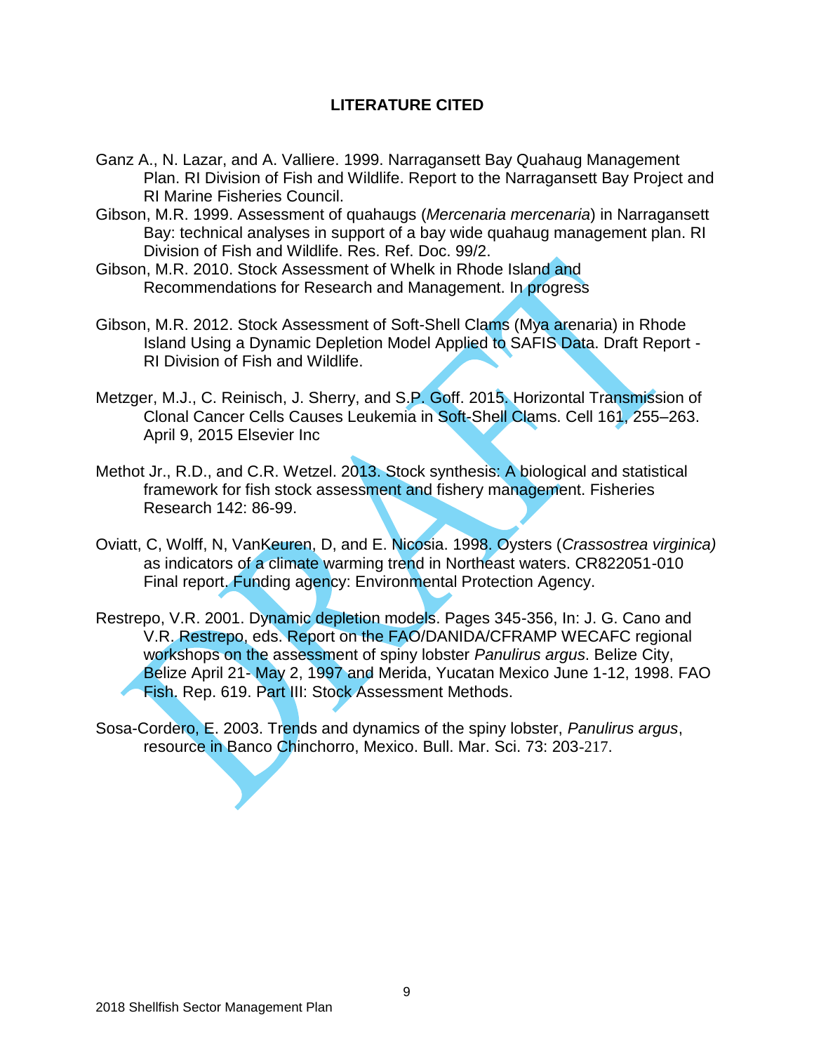## LITERATURE CITED

Ganz A., N. Lazar, and A. Valliere. 1999. Narragansett Bay Quahaug Management Plan. RI Division of Fish and Wildlife. Report to the Narragansett Bay Project and RI Marine Fisheries Council.

Gibson, M.R. 1999. Assessment of quahaugs (*Mercenaria mercenaria*) in Narragansett Bay: technical analyses in support of a bay wide quahaug management plan. RI Division of Fish and Wildlife. Res. Ref. Doc. 99/2.

Gibson, M.R. 2010. Stock Assessment of Whelk in Rhode Island and Recommendations for Research and Management. In progress

Gibson, M.R. 2012. Stock Assessment of Soft-Shell Clams (Mya arenaria) in Rhode Island Using a Dynamic Depletion Model Applied to SAFIS Data. Draft Report - RI Division of Fish and Wildlife.

Metzger, M.J., C. Reinisch, J. Sherry, and S.P. Goff. 2015. Horizontal Transmission of Clonal Cancer Cells Causes Leukemia in Soft-Shell Clams. Cell 161, 255–263. April 9, 2015 Elsevier Inc

Methot Jr., R.D., and C.R. Wetzel. 2013. Stock synthesis: A biological and statistical framework for fish stock assessment and fishery management. Fisheries Research 142: 86-99.

Oviatt, C, Wolff, N, VanKeuren, D, and E. Nicosia. 1998. Oysters (*Crassostrea virginica)* as indicators of a climate warming trend in Northeast waters. CR822051-010 Final report. Funding agency: Environmental Protection Agency.

Restrepo, V.R. 2001. Dynamic depletion models. Pages 345-356, In: J. G. Cano and V.R. Restrepo, eds. Report on the FAO/DANIDA/CFRAMP WECAFC regional workshops on the assessment of spiny lobster *Panulirus argus*. Belize City, Belize April 21- May 2, 1997 and Merida, Yucatan Mexico June 1-12, 1998. FAO Fish. Rep. 619. Part III: Stock Assessment Methods.

Sosa-Cordero, E. 2003. Trends and dynamics of the spiny lobster, *Panulirus argus*, resource in Banco Chinchorro, Mexico. Bull. Mar. Sci. 73: 203-217.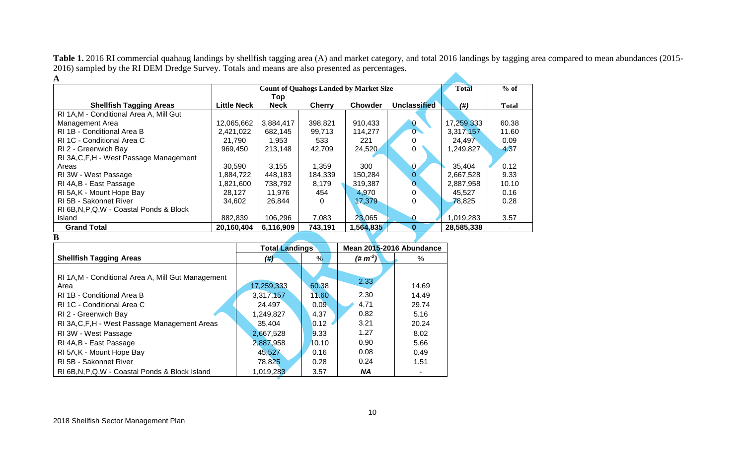**Table 1.** 2016 RI commercial quahaug landings by shellfish tagging area (A) and market category, and total 2016 landings by tagging area compared to mean abundances (2015-2016) sampled by the RI DEM Dredge Survey. Totals and means are also presented as percentages.

**A**

| | Count of Quahogs Landed by Market Size | | | | | Total | % of |
|---|---|---|---|---|---|---|---|
| **Shellfish Tagging Areas** | **Little Neck** | **Top Neck** | **Cherry** | **Chowder** | **Unclassified** | ***(#)*** | **Total** |
| RI 1A,M - Conditional Area A, Mill Gut Management Area | 12,065,662 | 3,884,417 | 398,821 | 910,433 | 0 | 17,259,333 | 60.38 |
| RI 1B - Conditional Area B | 2,421,022 | 682,145 | 99,713 | 114,277 | 0 | 3,317,157 | 11.60 |
| RI 1C - Conditional Area C | 21,790 | 1,953 | 533 | 221 | 0 | 24,497 | 0.09 |
| RI 2 - Greenwich Bay | 969,450 | 213,148 | 42,709 | 24,520 | 0 | 1,249,827 | 4.37 |
| RI 3A,C,F,H - West Passage Management Areas | 30,590 | 3,155 | 1,359 | 300 | 0 | 35,404 | 0.12 |
| RI 3W - West Passage | 1,884,722 | 448,183 | 184,339 | 150,284 | 0 | 2,667,528 | 9.33 |
| RI 4A,B - East Passage | 1,821,600 | 738,792 | 8,179 | 319,387 | 0 | 2,887,958 | 10.10 |
| RI 5A,K - Mount Hope Bay | 28,127 | 11,976 | 454 | 4,970 | 0 | 45,527 | 0.16 |
| RI 5B - Sakonnet River | 34,602 | 26,844 | 0 | 17,379 | 0 | 78,825 | 0.28 |
| RI 6B,N,P,Q,W - Coastal Ponds & Block Island | 882,839 | 106,296 | 7,083 | 23,065 | 0 | 1,019,283 | 3.57 |
| **Grand Total** | **20,160,404** | **6,116,909** | **743,191** | **1,564,835** | **0** | **28,585,338** | - |

**B**

| | Total Landings | | Mean 2015-2016 Abundance | |
|---|---|---|---|---|
| **Shellfish Tagging Areas** | ***(#)*** | % | ***(# $m^{-2}$)*** | % |
| RI 1A,M - Conditional Area A, Mill Gut Management Area | 17,259,333 | 60.38 | 2.33 | 14.69 |
| RI 1B - Conditional Area B | 3,317,157 | 11.60 | 2.30 | 14.49 |
| RI 1C - Conditional Area C | 24,497 | 0.09 | 4.71 | 29.74 |
| RI 2 - Greenwich Bay | 1,249,827 | 4.37 | 0.82 | 5.16 |
| RI 3A,C,F,H - West Passage Management Areas | 35,404 | 0.12 | 3.21 | 20.24 |
| RI 3W - West Passage | 2,667,528 | 9.33 | 1.27 | 8.02 |
| RI 4A,B - East Passage | 2,887,958 | 10.10 | 0.90 | 5.66 |
| RI 5A,K - Mount Hope Bay | 45,527 | 0.16 | 0.08 | 0.49 |
| RI 5B - Sakonnet River | 78,825 | 0.28 | 0.24 | 1.51 |
| RI 6B,N,P,Q,W - Coastal Ponds & Block Island | 1,019,283 | 3.57 | ***NA*** | - |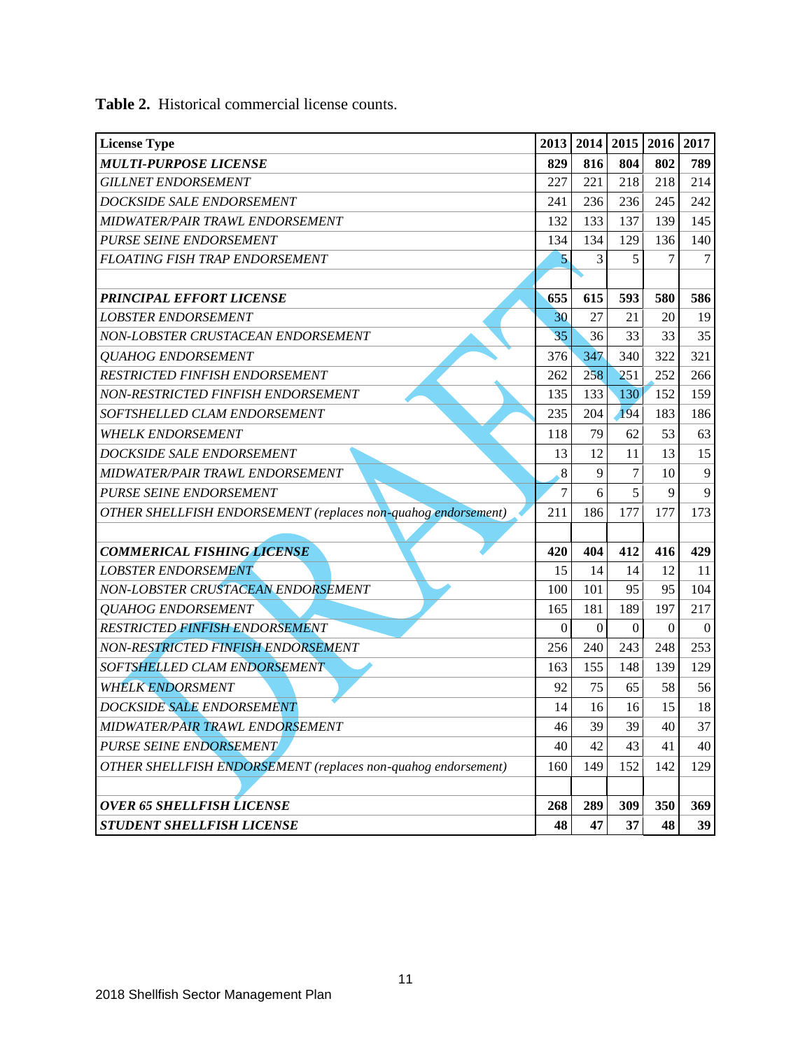**Table 2.** Historical commercial license counts.

| License Type | 2013 | 2014 | 2015 | 2016 | 2017 |
|---|---|---|---|---|---|
| ***MULTI-PURPOSE LICENSE*** | **829** | **816** | **804** | **802** | **789** |
| *GILLNET ENDORSEMENT* | 227 | 221 | 218 | 218 | 214 |
| *DOCKSIDE SALE ENDORSEMENT* | 241 | 236 | 236 | 245 | 242 |
| *MIDWATER/PAIR TRAWL ENDORSEMENT* | 132 | 133 | 137 | 139 | 145 |
| *PURSE SEINE ENDORSEMENT* | 134 | 134 | 129 | 136 | 140 |
| *FLOATING FISH TRAP ENDORSEMENT* | 5 | 3 | 5 | 7 | 7 |
| | | | | | |
| ***PRINCIPAL EFFORT LICENSE*** | **655** | **615** | **593** | **580** | **586** |
| *LOBSTER ENDORSEMENT* | 30 | 27 | 21 | 20 | 19 |
| *NON-LOBSTER CRUSTACEAN ENDORSEMENT* | 35 | 36 | 33 | 33 | 35 |
| *QUAHOG ENDORSEMENT* | 376 | 347 | 340 | 322 | 321 |
| *RESTRICTED FINFISH ENDORSEMENT* | 262 | 258 | 251 | 252 | 266 |
| *NON-RESTRICTED FINFISH ENDORSEMENT* | 135 | 133 | 130 | 152 | 159 |
| *SOFTSHELLED CLAM ENDORSEMENT* | 235 | 204 | 194 | 183 | 186 |
| *WHELK ENDORSEMENT* | 118 | 79 | 62 | 53 | 63 |
| *DOCKSIDE SALE ENDORSEMENT* | 13 | 12 | 11 | 13 | 15 |
| *MIDWATER/PAIR TRAWL ENDORSEMENT* | 8 | 9 | 7 | 10 | 9 |
| *PURSE SEINE ENDORSEMENT* | 7 | 6 | 5 | 9 | 9 |
| *OTHER SHELLFISH ENDORSEMENT (replaces non-quahog endorsement)* | 211 | 186 | 177 | 177 | 173 |
| | | | | | |
| ***COMMERICAL FISHING LICENSE*** | **420** | **404** | **412** | **416** | **429** |
| *LOBSTER ENDORSEMENT* | 15 | 14 | 14 | 12 | 11 |
| *NON-LOBSTER CRUSTACEAN ENDORSEMENT* | 100 | 101 | 95 | 95 | 104 |
| *QUAHOG ENDORSEMENT* | 165 | 181 | 189 | 197 | 217 |
| *RESTRICTED FINFISH ENDORSEMENT* | 0 | 0 | 0 | 0 | 0 |
| *NON-RESTRICTED FINFISH ENDORSEMENT* | 256 | 240 | 243 | 248 | 253 |
| *SOFTSHELLED CLAM ENDORSEMENT* | 163 | 155 | 148 | 139 | 129 |
| *WHELK ENDORSMENT* | 92 | 75 | 65 | 58 | 56 |
| *DOCKSIDE SALE ENDORSEMENT* | 14 | 16 | 16 | 15 | 18 |
| *MIDWATER/PAIR TRAWL ENDORSEMENT* | 46 | 39 | 39 | 40 | 37 |
| *PURSE SEINE ENDORSEMENT* | 40 | 42 | 43 | 41 | 40 |
| *OTHER SHELLFISH ENDORSEMENT (replaces non-quahog endorsement)* | 160 | 149 | 152 | 142 | 129 |
| | | | | | |
| ***OVER 65 SHELLFISH LICENSE*** | **268** | **289** | **309** | **350** | **369** |
| ***STUDENT SHELLFISH LICENSE*** | **48** | **47** | **37** | **48** | **39** |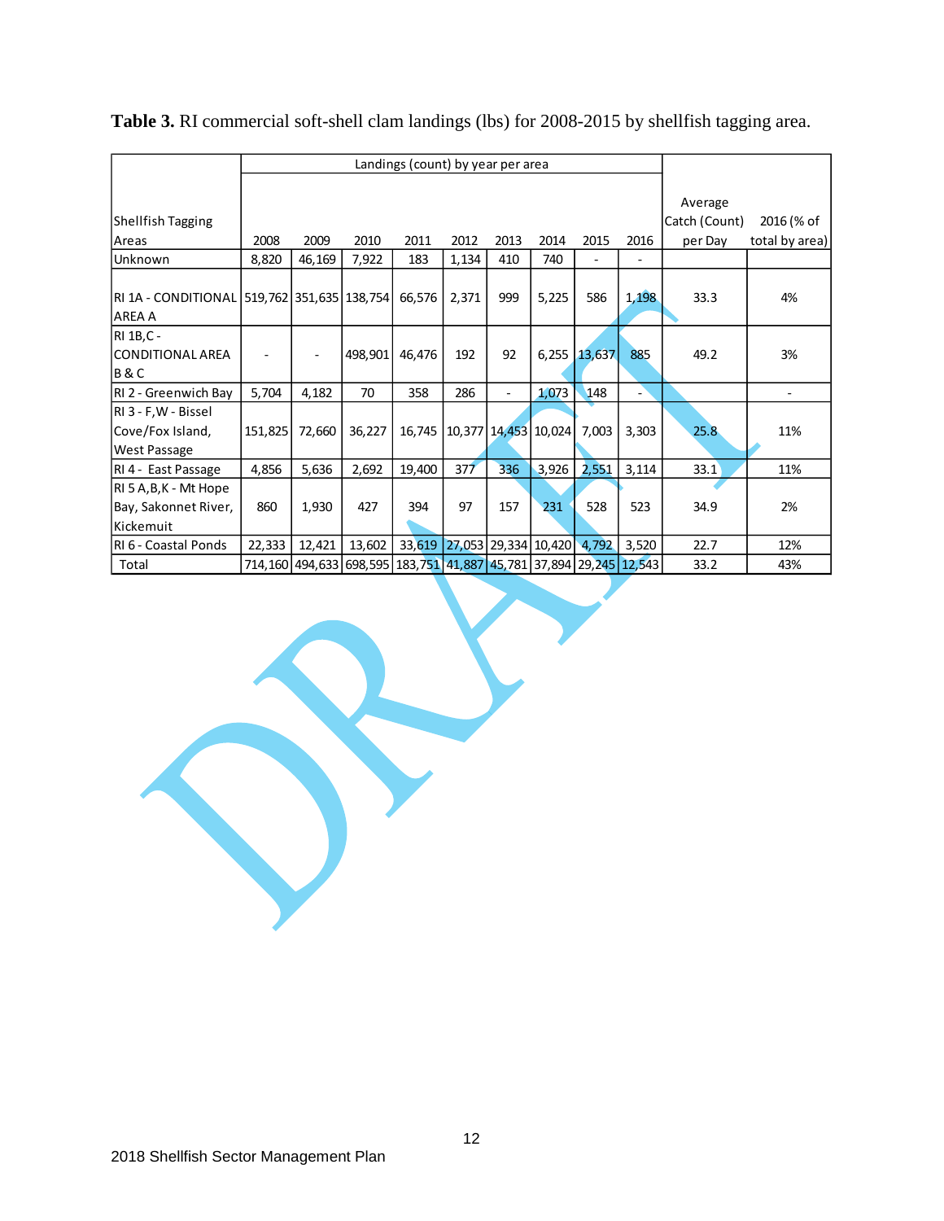**Table 3.** RI commercial soft-shell clam landings (lbs) for 2008-2015 by shellfish tagging area.

| Shellfish Tagging Areas | Landings (count) by year per area | | | | | | | | | Average Catch (Count) per Day | 2016 (% of total by area) |
|---|---|---|---|---|---|---|---|---|---|---|---|
| | 2008 | 2009 | 2010 | 2011 | 2012 | 2013 | 2014 | 2015 | 2016 | | |
| Unknown | 8,820 | 46,169 | 7,922 | 183 | 1,134 | 410 | 740 | - | - | | |
| RI 1A - CONDITIONAL AREA A | 519,762 | 351,635 | 138,754 | 66,576 | 2,371 | 999 | 5,225 | 586 | 1,198 | 33.3 | 4% |
| RI 1B,C - CONDITIONAL AREA B & C | - | - | 498,901 | 46,476 | 192 | 92 | 6,255 | 13,637 | 885 | 49.2 | 3% |
| RI 2 - Greenwich Bay | 5,704 | 4,182 | 70 | 358 | 286 | - | 1,073 | 148 | - | | - |
| RI 3 - F,W - Bissel Cove/Fox Island, West Passage | 151,825 | 72,660 | 36,227 | 16,745 | 10,377 | 14,453 | 10,024 | 7,003 | 3,303 | 25.8 | 11% |
| RI 4 - East Passage | 4,856 | 5,636 | 2,692 | 19,400 | 377 | 336 | 3,926 | 2,551 | 3,114 | 33.1 | 11% |
| RI 5 A,B,K - Mt Hope Bay, Sakonnet River, Kickemuit | 860 | 1,930 | 427 | 394 | 97 | 157 | 231 | 528 | 523 | 34.9 | 2% |
| RI 6 - Coastal Ponds | 22,333 | 12,421 | 13,602 | 33,619 | 27,053 | 29,334 | 10,420 | 4,792 | 3,520 | 22.7 | 12% |
| Total | 714,160 | 494,633 | 698,595 | 183,751 | 41,887 | 45,781 | 37,894 | 29,245 | 12,543 | 33.2 | 43% |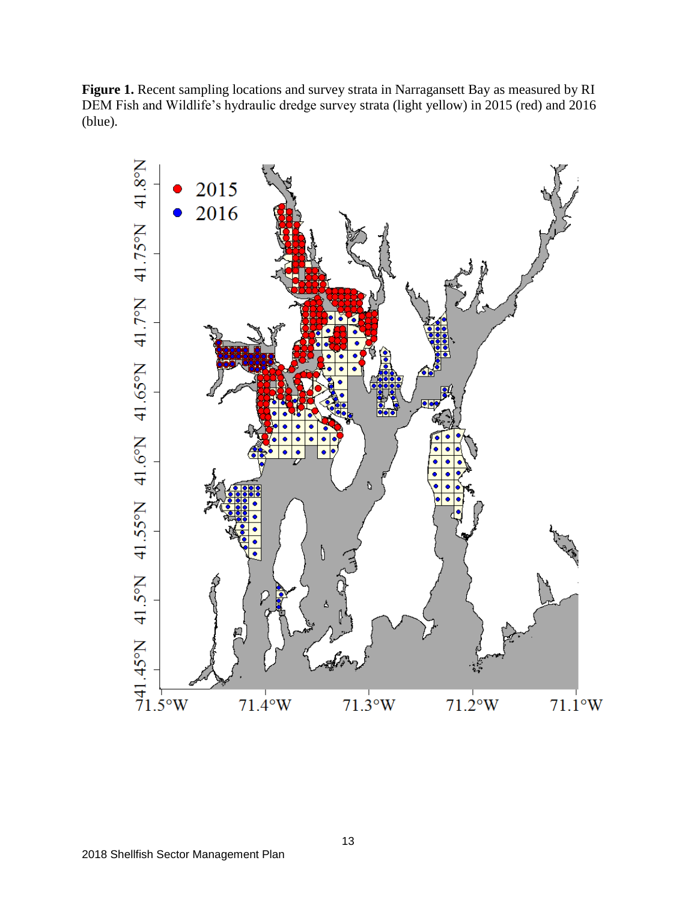**Figure 1.** Recent sampling locations and survey strata in Narragansett Bay as measured by RI DEM Fish and Wildlife's hydraulic dredge survey strata (light yellow) in 2015 (red) and 2016 (blue).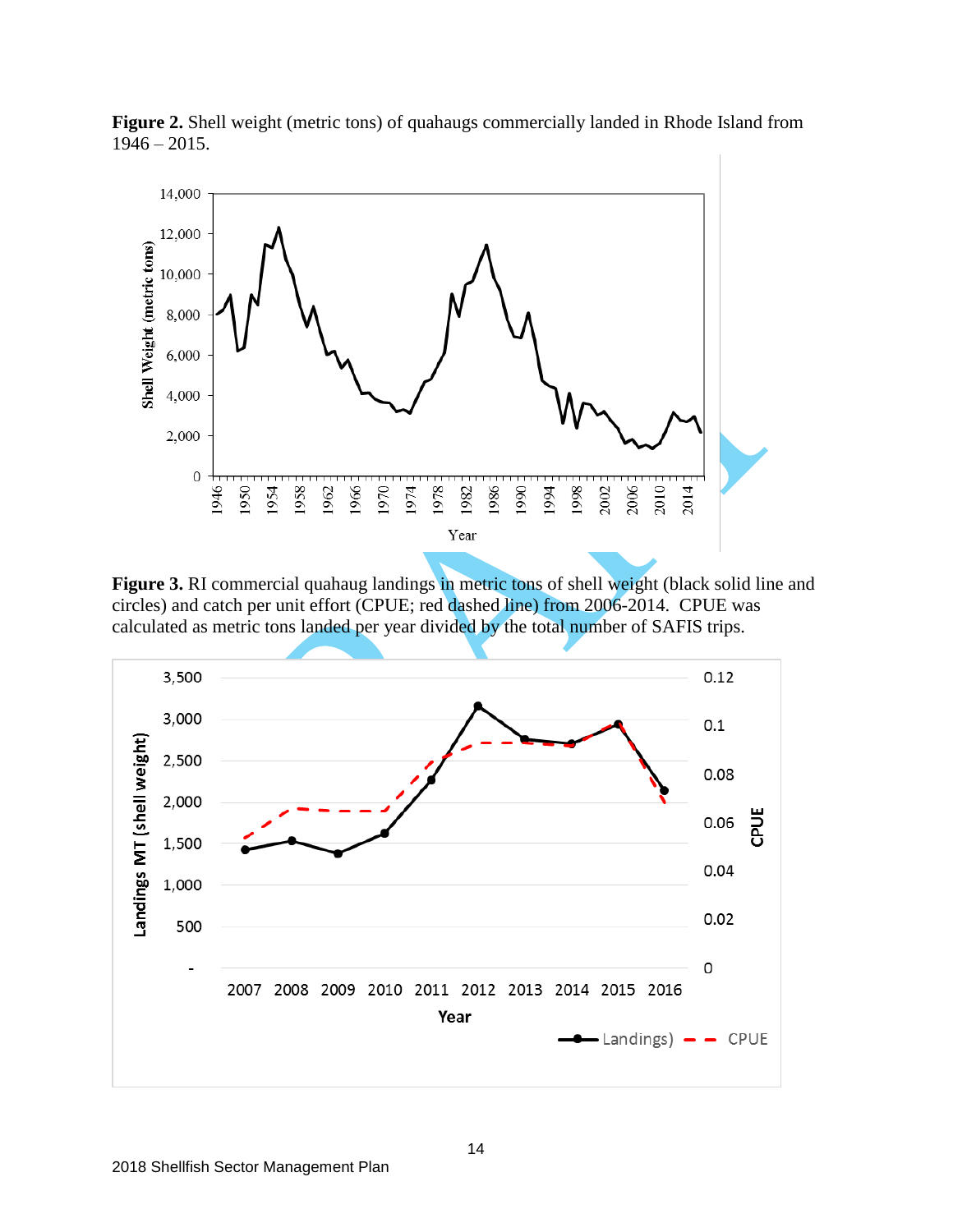**Figure 2.** Shell weight (metric tons) of quahaugs commercially landed in Rhode Island from 1946 – 2015.

**Figure 3.** RI commercial quahaug landings in metric tons of shell weight (black solid line and circles) and catch per unit effort (CPUE; red dashed line) from 2006-2014. CPUE was calculated as metric tons landed per year divided by the total number of SAFIS trips.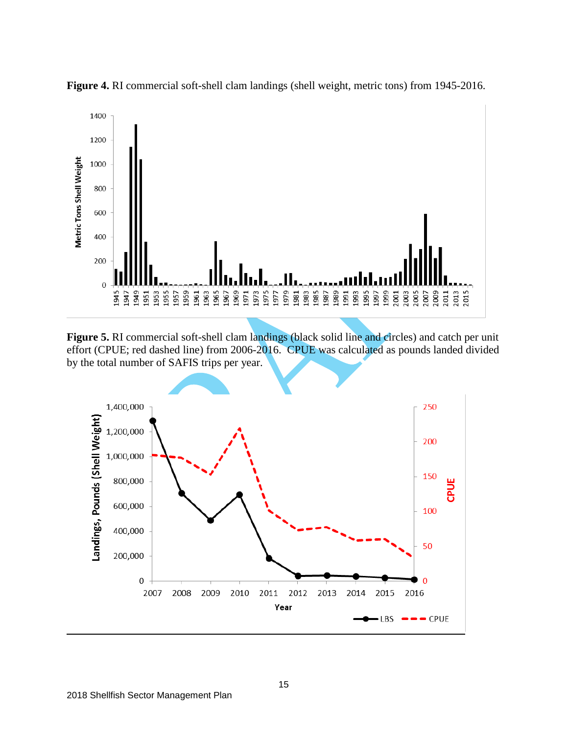**Figure 4.** RI commercial soft-shell clam landings (shell weight, metric tons) from 1945-2016.

**Figure 5.** RI commercial soft-shell clam landings (black solid line and circles) and catch per unit effort (CPUE; red dashed line) from 2006-2016. CPUE was calculated as pounds landed divided by the total number of SAFIS trips per year.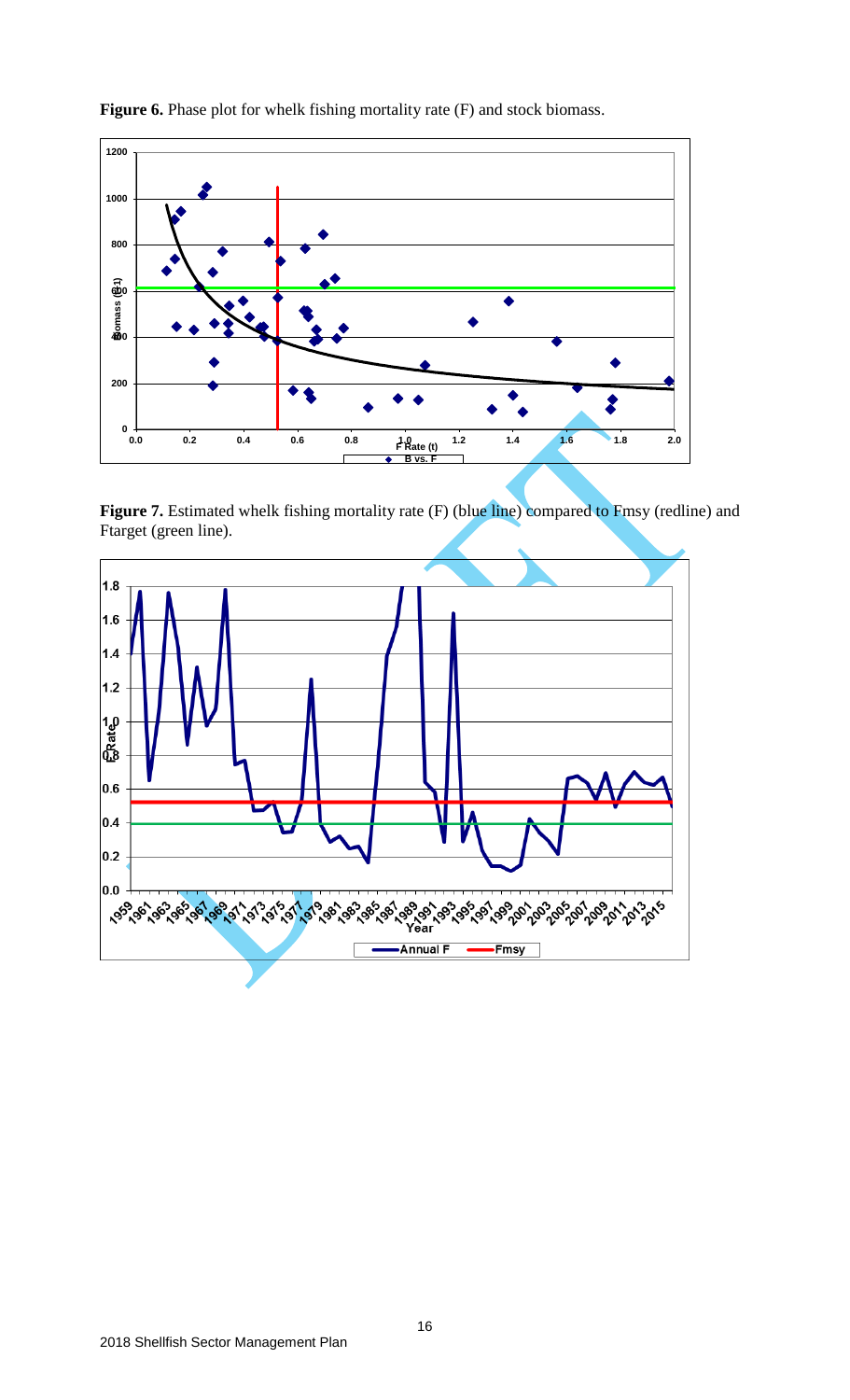**Figure 6.** Phase plot for whelk fishing mortality rate (F) and stock biomass.

**Figure 7.** Estimated whelk fishing mortality rate (F) (blue line) compared to Fmsy (redline) and Ftarget (green line).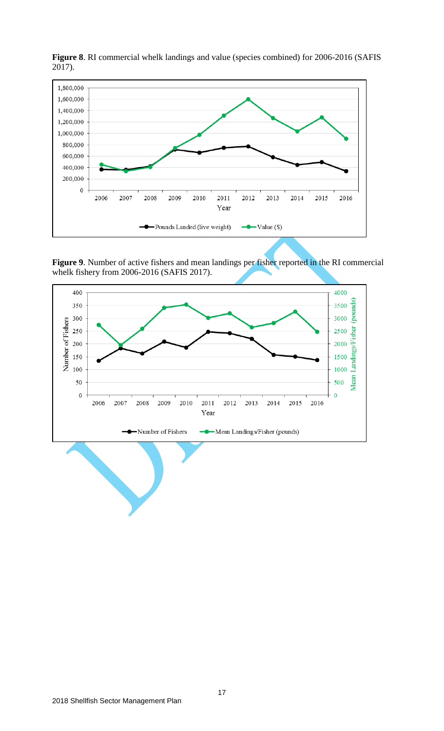**Figure 8**. RI commercial whelk landings and value (species combined) for 2006-2016 (SAFIS 2017).

**Figure 9**. Number of active fishers and mean landings per fisher reported in the RI commercial whelk fishery from 2006-2016 (SAFIS 2017).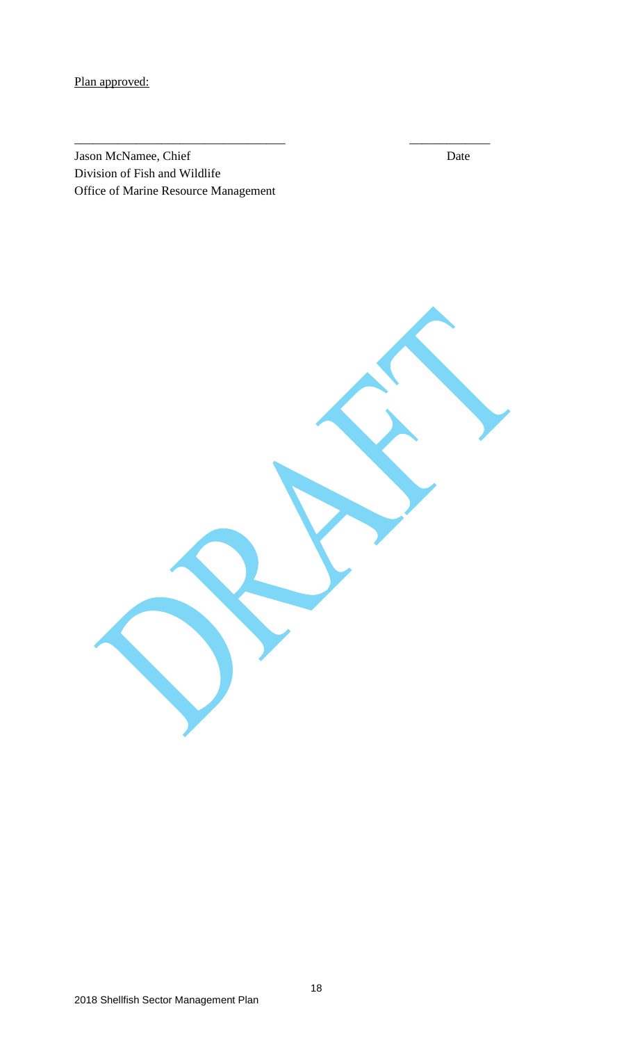Plan approved:

_________________________________ _____________

Jason McNamee, Chief Date
Division of Fish and Wildlife
Office of Marine Resource Management

DRAFT